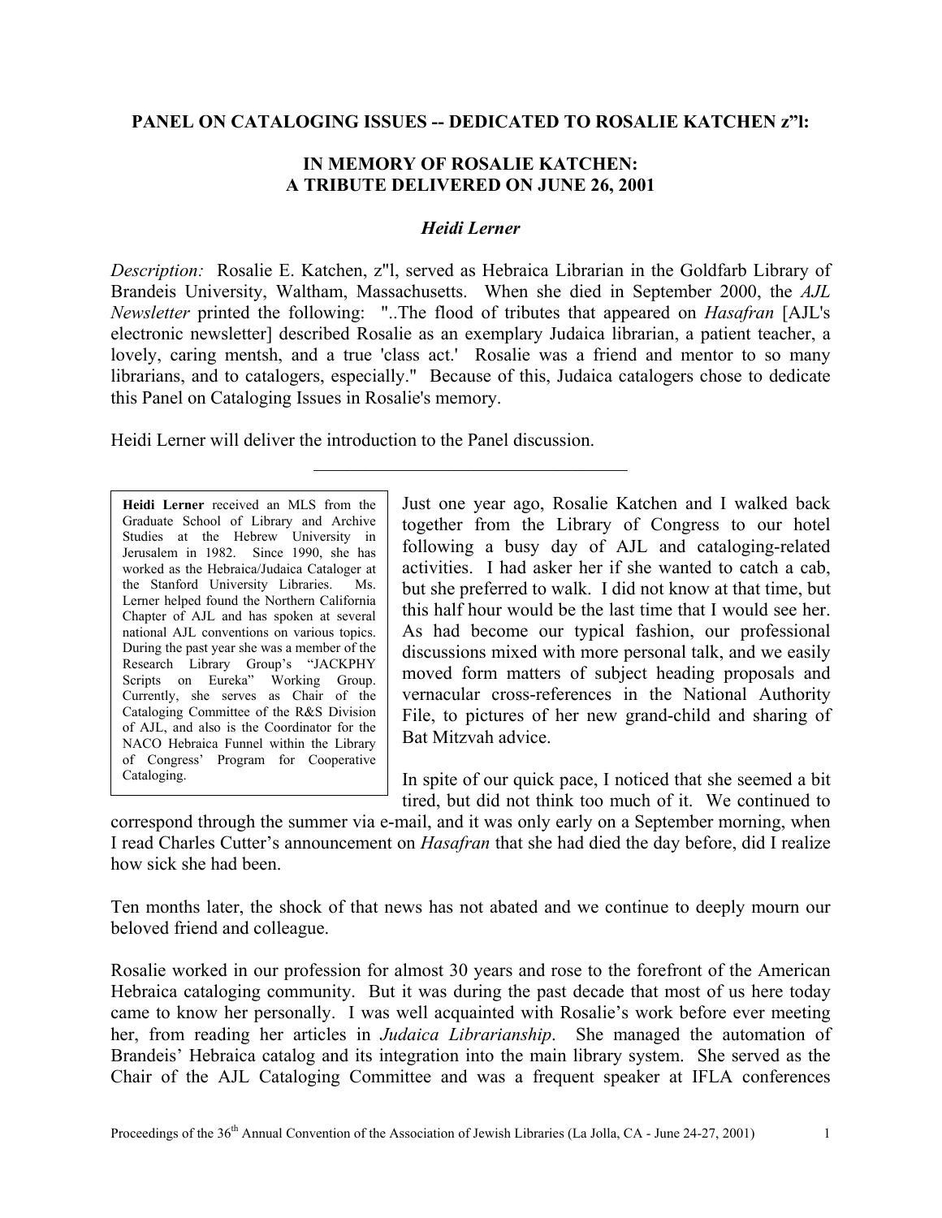**PANEL ON CATALOGING ISSUES -- DEDICATED TO ROSALIE KATCHEN z"l:**

## IN MEMORY OF ROSALIE KATCHEN: A TRIBUTE DELIVERED ON JUNE 26, 2001

***Heidi Lerner***

*Description:* Rosalie E. Katchen, z"l, served as Hebraica Librarian in the Goldfarb Library of Brandeis University, Waltham, Massachusetts. When she died in September 2000, the *AJL Newsletter* printed the following: "..The flood of tributes that appeared on *Hasafran* [AJL's electronic newsletter] described Rosalie as an exemplary Judaica librarian, a patient teacher, a lovely, caring mentsh, and a true 'class act.' Rosalie was a friend and mentor to so many librarians, and to catalogers, especially." Because of this, Judaica catalogers chose to dedicate this Panel on Cataloging Issues in Rosalie's memory.

Heidi Lerner will deliver the introduction to the Panel discussion.

---

**Heidi Lerner** received an MLS from the Graduate School of Library and Archive Studies at the Hebrew University in Jerusalem in 1982. Since 1990, she has worked as the Hebraica/Judaica Cataloger at the Stanford University Libraries. Ms. Lerner helped found the Northern California Chapter of AJL and has spoken at several national AJL conventions on various topics. During the past year she was a member of the Research Library Group's "JACKPHY Scripts on Eureka" Working Group. Currently, she serves as Chair of the Cataloging Committee of the R&S Division of AJL, and also is the Coordinator for the NACO Hebraica Funnel within the Library of Congress' Program for Cooperative Cataloging.

Just one year ago, Rosalie Katchen and I walked back together from the Library of Congress to our hotel following a busy day of AJL and cataloging-related activities. I had asker her if she wanted to catch a cab, but she preferred to walk. I did not know at that time, but this half hour would be the last time that I would see her. As had become our typical fashion, our professional discussions mixed with more personal talk, and we easily moved form matters of subject heading proposals and vernacular cross-references in the National Authority File, to pictures of her new grand-child and sharing of Bat Mitzvah advice.

In spite of our quick pace, I noticed that she seemed a bit tired, but did not think too much of it. We continued to correspond through the summer via e-mail, and it was only early on a September morning, when I read Charles Cutter's announcement on *Hasafran* that she had died the day before, did I realize how sick she had been.

Ten months later, the shock of that news has not abated and we continue to deeply mourn our beloved friend and colleague.

Rosalie worked in our profession for almost 30 years and rose to the forefront of the American Hebraica cataloging community. But it was during the past decade that most of us here today came to know her personally. I was well acquainted with Rosalie's work before ever meeting her, from reading her articles in *Judaica Librarianship*. She managed the automation of Brandeis' Hebraica catalog and its integration into the main library system. She served as the Chair of the AJL Cataloging Committee and was a frequent speaker at IFLA conferences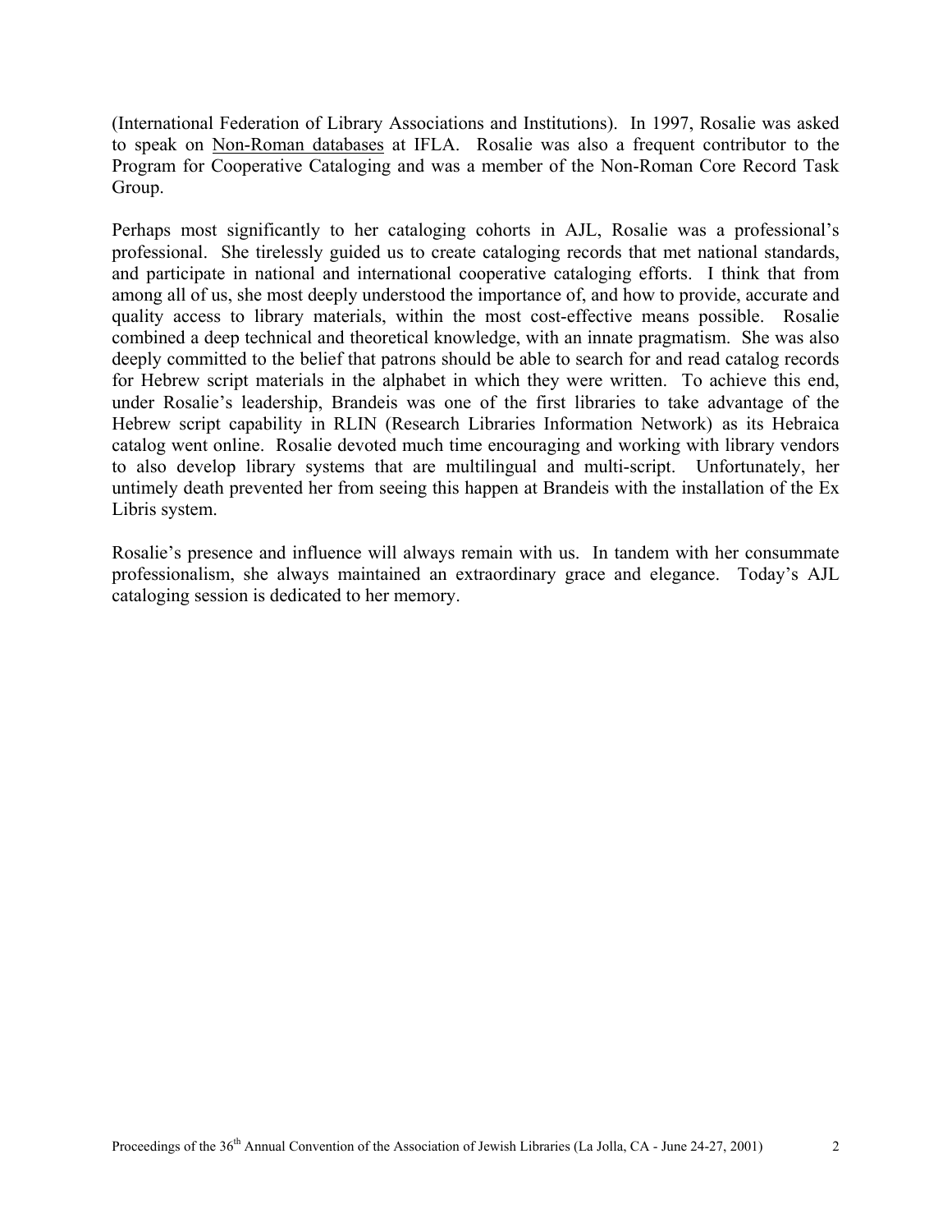(International Federation of Library Associations and Institutions). In 1997, Rosalie was asked to speak on Non-Roman databases at IFLA. Rosalie was also a frequent contributor to the Program for Cooperative Cataloging and was a member of the Non-Roman Core Record Task Group.

Perhaps most significantly to her cataloging cohorts in AJL, Rosalie was a professional's professional. She tirelessly guided us to create cataloging records that met national standards, and participate in national and international cooperative cataloging efforts. I think that from among all of us, she most deeply understood the importance of, and how to provide, accurate and quality access to library materials, within the most cost-effective means possible. Rosalie combined a deep technical and theoretical knowledge, with an innate pragmatism. She was also deeply committed to the belief that patrons should be able to search for and read catalog records for Hebrew script materials in the alphabet in which they were written. To achieve this end, under Rosalie's leadership, Brandeis was one of the first libraries to take advantage of the Hebrew script capability in RLIN (Research Libraries Information Network) as its Hebraica catalog went online. Rosalie devoted much time encouraging and working with library vendors to also develop library systems that are multilingual and multi-script. Unfortunately, her untimely death prevented her from seeing this happen at Brandeis with the installation of the Ex Libris system.

Rosalie's presence and influence will always remain with us. In tandem with her consummate professionalism, she always maintained an extraordinary grace and elegance. Today's AJL cataloging session is dedicated to her memory.